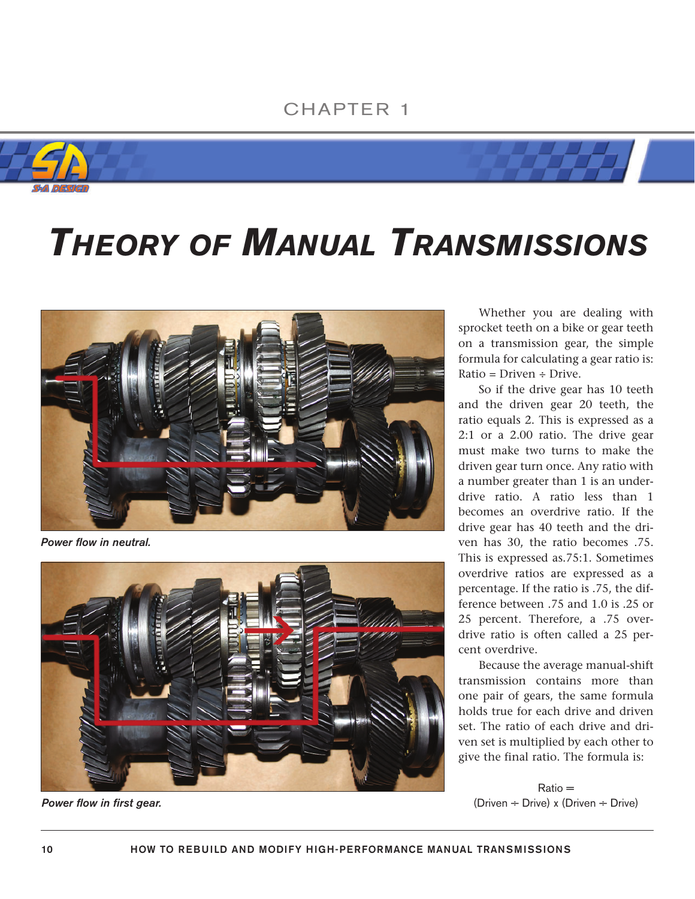CHAPTER 1

# THEORY OF MANUAL TRANSMISSIONS

*Power flow in neutral.*

*Power flow in first gear.*

Whether you are dealing with sprocket teeth on a bike or gear teeth on a transmission gear, the simple formula for calculating a gear ratio is: Ratio = Driven ÷ Drive.

So if the drive gear has 10 teeth and the driven gear 20 teeth, the ratio equals 2. This is expressed as a 2:1 or a 2.00 ratio. The drive gear must make two turns to make the driven gear turn once. Any ratio with a number greater than 1 is an underdrive ratio. A ratio less than 1 becomes an overdrive ratio. If the drive gear has 40 teeth and the driven has 30, the ratio becomes .75. This is expressed as.75:1. Sometimes overdrive ratios are expressed as a percentage. If the ratio is .75, the difference between .75 and 1.0 is .25 or 25 percent. Therefore, a .75 overdrive ratio is often called a 25 percent overdrive.

Because the average manual-shift transmission contains more than one pair of gears, the same formula holds true for each drive and driven set. The ratio of each drive and driven set is multiplied by each other to give the final ratio. The formula is:

Ratio =
(Driven ÷ Drive) x (Driven ÷ Drive)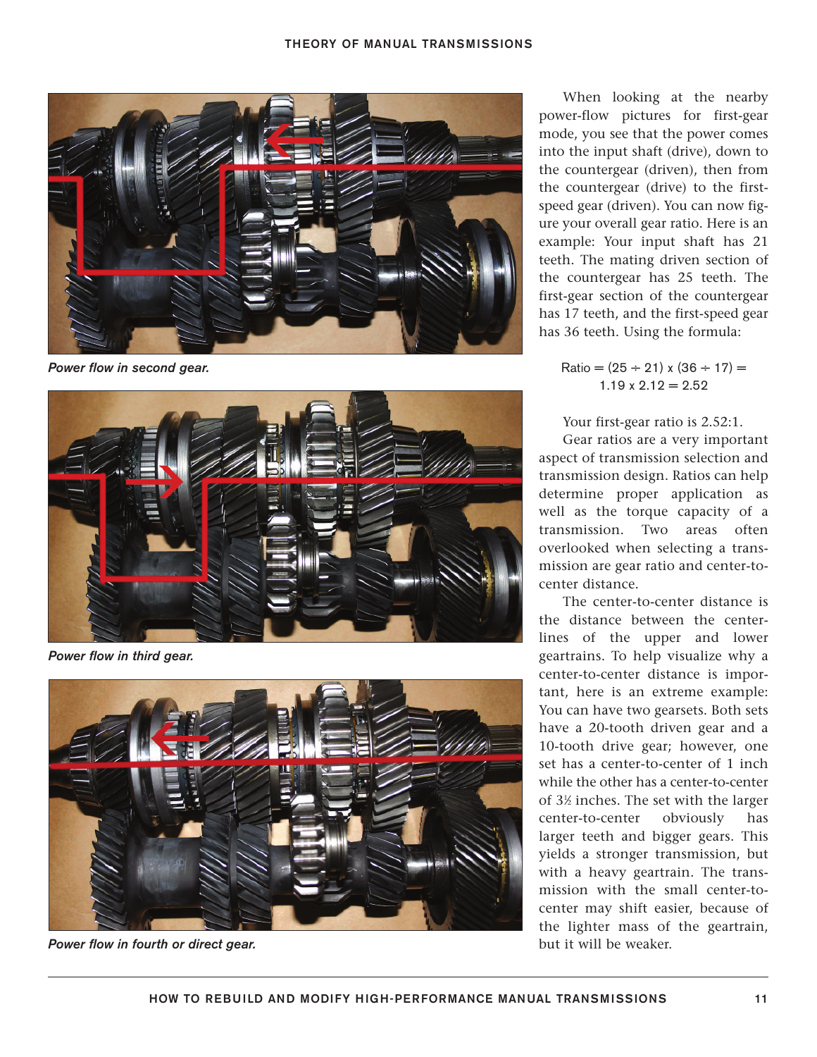*Power flow in second gear.*

*Power flow in third gear.*

*Power flow in fourth or direct gear.*

When looking at the nearby power-flow pictures for first-gear mode, you see that the power comes into the input shaft (drive), down to the countergear (driven), then from the countergear (drive) to the first-speed gear (driven). You can now figure your overall gear ratio. Here is an example: Your input shaft has 21 teeth. The mating driven section of the countergear has 25 teeth. The first-gear section of the countergear has 17 teeth, and the first-speed gear has 36 teeth. Using the formula:

$$\text{Ratio} = (25 \div 21) \times (36 \div 17) = 1.19 \times 2.12 = 2.52$$

Your first-gear ratio is 2.52:1.

Gear ratios are a very important aspect of transmission selection and transmission design. Ratios can help determine proper application as well as the torque capacity of a transmission. Two areas often overlooked when selecting a transmission are gear ratio and center-to-center distance.

The center-to-center distance is the distance between the centerlines of the upper and lower geartrains. To help visualize why a center-to-center distance is important, here is an extreme example: You can have two gearsets. Both sets have a 20-tooth driven gear and a 10-tooth drive gear; however, one set has a center-to-center of 1 inch while the other has a center-to-center of 3½ inches. The set with the larger center-to-center obviously has larger teeth and bigger gears. This yields a stronger transmission, but with a heavy geartrain. The transmission with the small center-to-center may shift easier, because of the lighter mass of the geartrain, but it will be weaker.